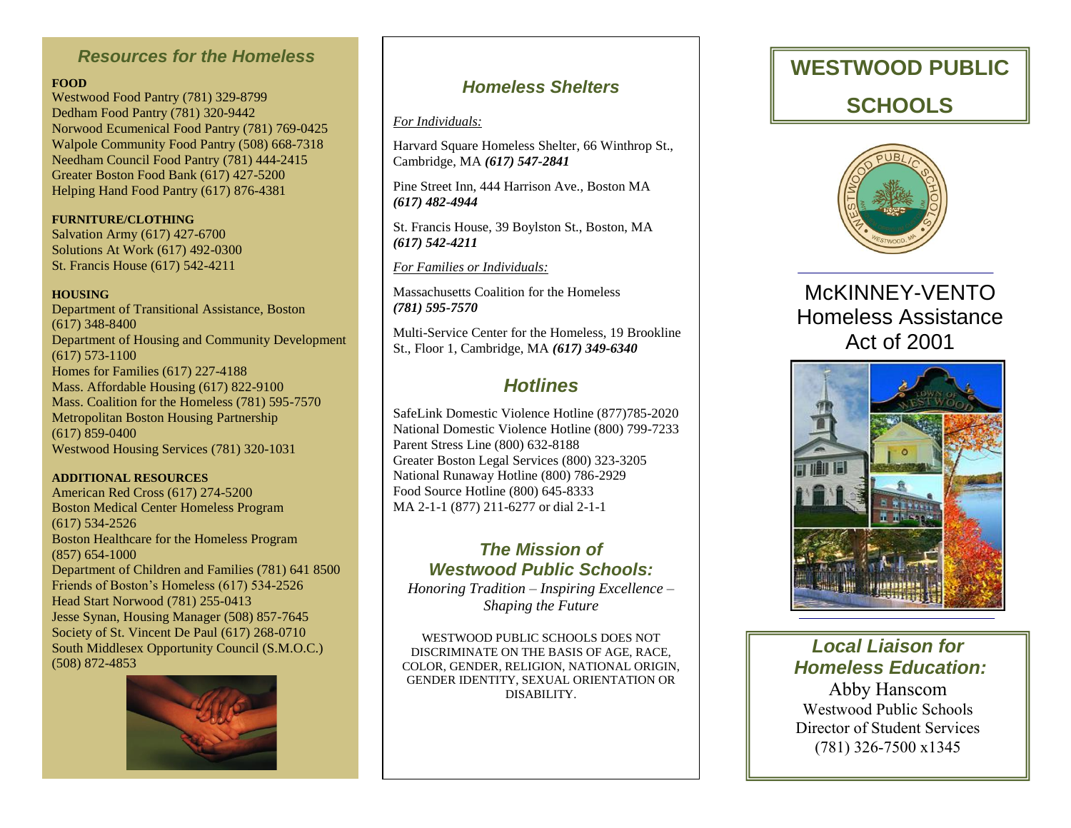## *Resources for the Homeless*

**FOOD**

Westwood Food Pantry (781) 329-8799
Dedham Food Pantry (781) 320-9442
Norwood Ecumenical Food Pantry (781) 769-0425
Walpole Community Food Pantry (508) 668-7318
Needham Council Food Pantry (781) 444-2415
Greater Boston Food Bank (617) 427-5200
Helping Hand Food Pantry (617) 876-4381

**FURNITURE/CLOTHING**

Salvation Army (617) 427-6700
Solutions At Work (617) 492-0300
St. Francis House (617) 542-4211

**HOUSING**

Department of Transitional Assistance, Boston (617) 348-8400
Department of Housing and Community Development (617) 573-1100
Homes for Families (617) 227-4188
Mass. Affordable Housing (617) 822-9100
Mass. Coalition for the Homeless (781) 595-7570
Metropolitan Boston Housing Partnership (617) 859-0400
Westwood Housing Services (781) 320-1031

**ADDITIONAL RESOURCES**

American Red Cross (617) 274-5200
Boston Medical Center Homeless Program (617) 534-2526
Boston Healthcare for the Homeless Program (857) 654-1000
Department of Children and Families (781) 641 8500
Friends of Boston's Homeless (617) 534-2526
Head Start Norwood (781) 255-0413
Jesse Synan, Housing Manager (508) 857-7645
Society of St. Vincent De Paul (617) 268-0710
South Middlesex Opportunity Council (S.M.O.C.) (508) 872-4853

## *Homeless Shelters*

*For Individuals:*

Harvard Square Homeless Shelter, 66 Winthrop St., Cambridge, MA ***(617) 547-2841***

Pine Street Inn, 444 Harrison Ave., Boston MA ***(617) 482-4944***

St. Francis House, 39 Boylston St., Boston, MA ***(617) 542-4211***

*For Families or Individuals:*

Massachusetts Coalition for the Homeless ***(781) 595-7570***

Multi-Service Center for the Homeless, 19 Brookline St., Floor 1, Cambridge, MA ***(617) 349-6340***

## *Hotlines*

SafeLink Domestic Violence Hotline (877)785-2020
National Domestic Violence Hotline (800) 799-7233
Parent Stress Line (800) 632-8188
Greater Boston Legal Services (800) 323-3205
National Runaway Hotline (800) 786-2929
Food Source Hotline (800) 645-8333
MA 2-1-1 (877) 211-6277 or dial 2-1-1

## *The Mission of Westwood Public Schools:*

*Honoring Tradition – Inspiring Excellence – Shaping the Future*

WESTWOOD PUBLIC SCHOOLS DOES NOT DISCRIMINATE ON THE BASIS OF AGE, RACE, COLOR, GENDER, RELIGION, NATIONAL ORIGIN, GENDER IDENTITY, SEXUAL ORIENTATION OR DISABILITY.

# WESTWOOD PUBLIC SCHOOLS

## McKINNEY-VENTO Homeless Assistance Act of 2001

## *Local Liaison for Homeless Education:*

Abby Hanscom
Westwood Public Schools
Director of Student Services
(781) 326-7500 x1345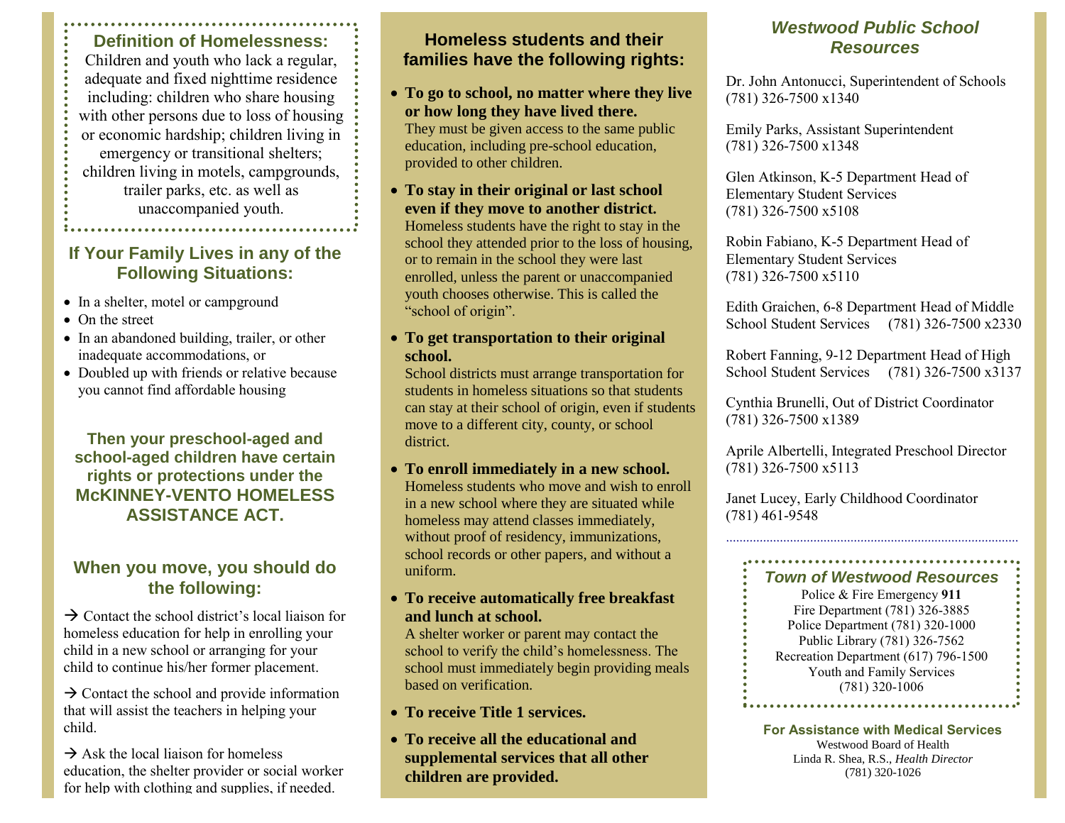### Definition of Homelessness:

Children and youth who lack a regular, adequate and fixed nighttime residence including: children who share housing with other persons due to loss of housing or economic hardship; children living in emergency or transitional shelters; children living in motels, campgrounds, trailer parks, etc. as well as unaccompanied youth.

## If Your Family Lives in any of the Following Situations:

- In a shelter, motel or campground
- On the street
- In an abandoned building, trailer, or other inadequate accommodations, or
- Doubled up with friends or relative because you cannot find affordable housing

**Then your preschool-aged and school-aged children have certain rights or protections under the McKINNEY-VENTO HOMELESS ASSISTANCE ACT.**

## When you move, you should do the following:

→ Contact the school district's local liaison for homeless education for help in enrolling your child in a new school or arranging for your child to continue his/her former placement.

→ Contact the school and provide information that will assist the teachers in helping your child.

→ Ask the local liaison for homeless education, the shelter provider or social worker for help with clothing and supplies, if needed.

## Homeless students and their families have the following rights:

- **To go to school, no matter where they live or how long they have lived there.** They must be given access to the same public education, including pre-school education, provided to other children.
- **To stay in their original or last school even if they move to another district.** Homeless students have the right to stay in the school they attended prior to the loss of housing, or to remain in the school they were last enrolled, unless the parent or unaccompanied youth chooses otherwise. This is called the "school of origin".
- **To get transportation to their original school.** School districts must arrange transportation for students in homeless situations so that students can stay at their school of origin, even if students move to a different city, county, or school district.
- **To enroll immediately in a new school.** Homeless students who move and wish to enroll in a new school where they are situated while homeless may attend classes immediately, without proof of residency, immunizations, school records or other papers, and without a uniform.
- **To receive automatically free breakfast and lunch at school.** A shelter worker or parent may contact the school to verify the child's homelessness. The school must immediately begin providing meals based on verification.
- **To receive Title 1 services.**
- **To receive all the educational and supplemental services that all other children are provided.**

## *Westwood Public School Resources*

Dr. John Antonucci, Superintendent of Schools
(781) 326-7500 x1340

Emily Parks, Assistant Superintendent
(781) 326-7500 x1348

Glen Atkinson, K-5 Department Head of Elementary Student Services
(781) 326-7500 x5108

Robin Fabiano, K-5 Department Head of Elementary Student Services
(781) 326-7500 x5110

Edith Graichen, 6-8 Department Head of Middle School Student Services (781) 326-7500 x2330

Robert Fanning, 9-12 Department Head of High School Student Services (781) 326-7500 x3137

Cynthia Brunelli, Out of District Coordinator
(781) 326-7500 x1389

Aprile Albertelli, Integrated Preschool Director
(781) 326-7500 x5113

Janet Lucey, Early Childhood Coordinator
(781) 461-9548

### *Town of Westwood Resources*

Police & Fire Emergency **911**
Fire Department (781) 326-3885
Police Department (781) 320-1000
Public Library (781) 326-7562
Recreation Department (617) 796-1500
Youth and Family Services
(781) 320-1006

**For Assistance with Medical Services**

Westwood Board of Health
Linda R. Shea, R.S., *Health Director*
(781) 320-1026